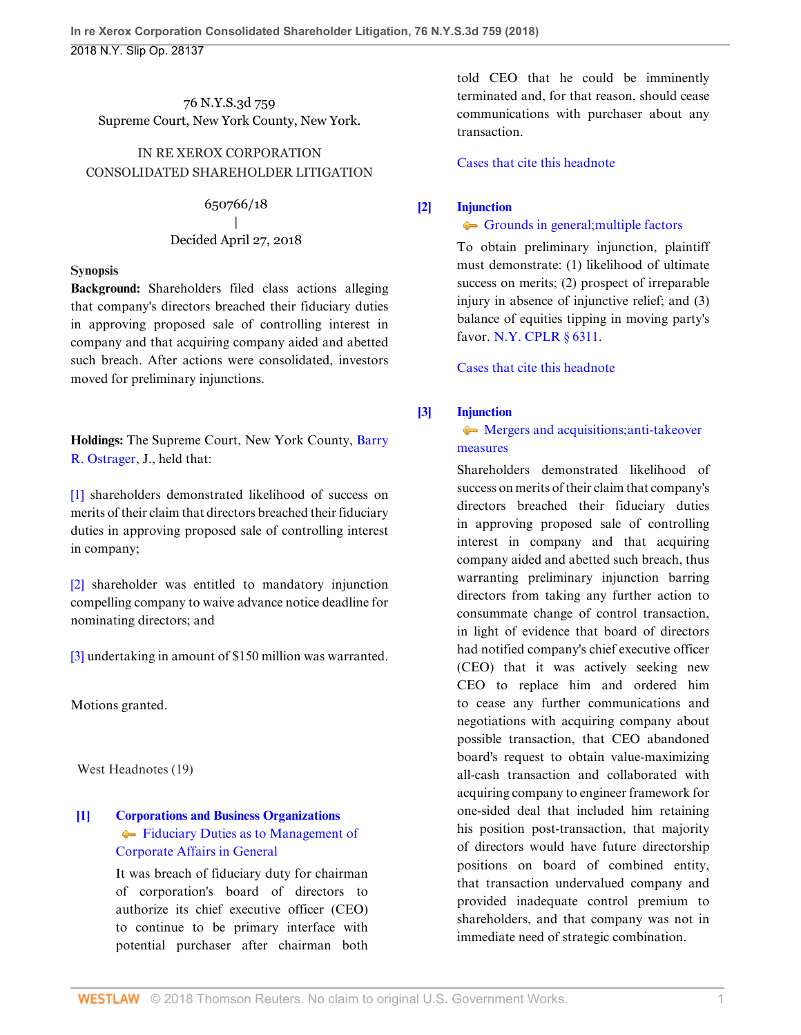76 N.Y.S.3d 759
Supreme Court, New York County, New York.

IN RE XEROX CORPORATION CONSOLIDATED SHAREHOLDER LITIGATION

650766/18
|
Decided April 27, 2018

**Synopsis**

**Background:** Shareholders filed class actions alleging that company's directors breached their fiduciary duties in approving proposed sale of controlling interest in company and that acquiring company aided and abetted such breach. After actions were consolidated, investors moved for preliminary injunctions.

**Holdings:** The Supreme Court, New York County, Barry R. Ostrager, J., held that:

[1] shareholders demonstrated likelihood of success on merits of their claim that directors breached their fiduciary duties in approving proposed sale of controlling interest in company;

[2] shareholder was entitled to mandatory injunction compelling company to waive advance notice deadline for nominating directors; and

[3] undertaking in amount of $150 million was warranted.

Motions granted.

West Headnotes (19)

**[1] Corporations and Business Organizations**
Fiduciary Duties as to Management of Corporate Affairs in General

It was breach of fiduciary duty for chairman of corporation's board of directors to authorize its chief executive officer (CEO) to continue to be primary interface with potential purchaser after chairman both told CEO that he could be imminently terminated and, for that reason, should cease communications with purchaser about any transaction.

Cases that cite this headnote

**[2] Injunction**
Grounds in general;multiple factors

To obtain preliminary injunction, plaintiff must demonstrate: (1) likelihood of ultimate success on merits; (2) prospect of irreparable injury in absence of injunctive relief; and (3) balance of equities tipping in moving party's favor. N.Y. CPLR § 6311.

Cases that cite this headnote

**[3] Injunction**
Mergers and acquisitions;anti-takeover measures

Shareholders demonstrated likelihood of success on merits of their claim that company's directors breached their fiduciary duties in approving proposed sale of controlling interest in company and that acquiring company aided and abetted such breach, thus warranting preliminary injunction barring directors from taking any further action to consummate change of control transaction, in light of evidence that board of directors had notified company's chief executive officer (CEO) that it was actively seeking new CEO to replace him and ordered him to cease any further communications and negotiations with acquiring company about possible transaction, that CEO abandoned board's request to obtain value-maximizing all-cash transaction and collaborated with acquiring company to engineer framework for one-sided deal that included him retaining his position post-transaction, that majority of directors would have future directorship positions on board of combined entity, that transaction undervalued company and provided inadequate control premium to shareholders, and that company was not in immediate need of strategic combination.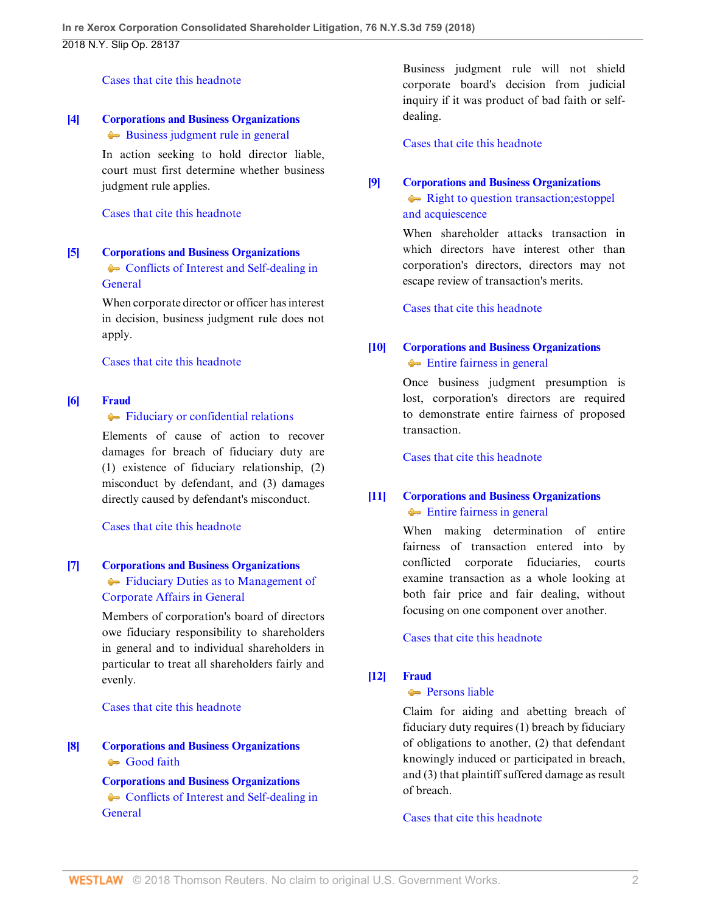Cases that cite this headnote

**[4]** **Corporations and Business Organizations**
Business judgment rule in general

In action seeking to hold director liable, court must first determine whether business judgment rule applies.

Cases that cite this headnote

**[5]** **Corporations and Business Organizations**
Conflicts of Interest and Self-dealing in General

When corporate director or officer has interest in decision, business judgment rule does not apply.

Cases that cite this headnote

**[6]** **Fraud**
Fiduciary or confidential relations

Elements of cause of action to recover damages for breach of fiduciary duty are (1) existence of fiduciary relationship, (2) misconduct by defendant, and (3) damages directly caused by defendant's misconduct.

Cases that cite this headnote

**[7]** **Corporations and Business Organizations**
Fiduciary Duties as to Management of Corporate Affairs in General

Members of corporation's board of directors owe fiduciary responsibility to shareholders in general and to individual shareholders in particular to treat all shareholders fairly and evenly.

Cases that cite this headnote

**[8]** **Corporations and Business Organizations**
Good faith

**Corporations and Business Organizations**
Conflicts of Interest and Self-dealing in General

Business judgment rule will not shield corporate board's decision from judicial inquiry if it was product of bad faith or self-dealing.

Cases that cite this headnote

**[9]** **Corporations and Business Organizations**
Right to question transaction;estoppel and acquiescence

When shareholder attacks transaction in which directors have interest other than corporation's directors, directors may not escape review of transaction's merits.

Cases that cite this headnote

**[10]** **Corporations and Business Organizations**
Entire fairness in general

Once business judgment presumption is lost, corporation's directors are required to demonstrate entire fairness of proposed transaction.

Cases that cite this headnote

**[11]** **Corporations and Business Organizations**
Entire fairness in general

When making determination of entire fairness of transaction entered into by conflicted corporate fiduciaries, courts examine transaction as a whole looking at both fair price and fair dealing, without focusing on one component over another.

Cases that cite this headnote

**[12]** **Fraud**
Persons liable

Claim for aiding and abetting breach of fiduciary duty requires (1) breach by fiduciary of obligations to another, (2) that defendant knowingly induced or participated in breach, and (3) that plaintiff suffered damage as result of breach.

Cases that cite this headnote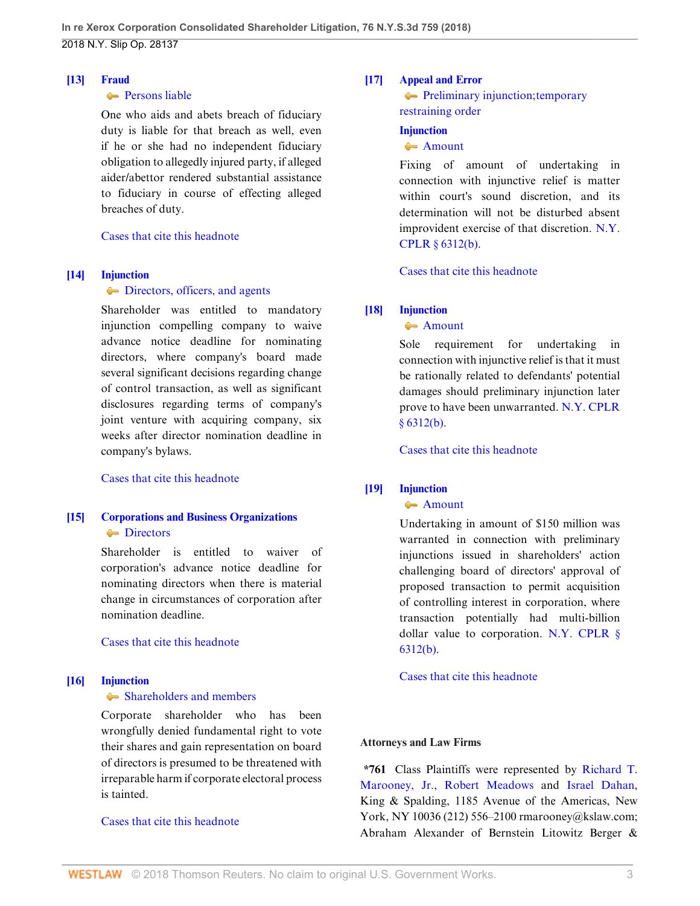**[13]** **Fraud**
Persons liable

One who aids and abets breach of fiduciary duty is liable for that breach as well, even if he or she had no independent fiduciary obligation to allegedly injured party, if alleged aider/abettor rendered substantial assistance to fiduciary in course of effecting alleged breaches of duty.

Cases that cite this headnote

**[14]** **Injunction**
Directors, officers, and agents

Shareholder was entitled to mandatory injunction compelling company to waive advance notice deadline for nominating directors, where company's board made several significant decisions regarding change of control transaction, as well as significant disclosures regarding terms of company's joint venture with acquiring company, six weeks after director nomination deadline in company's bylaws.

Cases that cite this headnote

**[15]** **Corporations and Business Organizations**
Directors

Shareholder is entitled to waiver of corporation's advance notice deadline for nominating directors when there is material change in circumstances of corporation after nomination deadline.

Cases that cite this headnote

**[16]** **Injunction**
Shareholders and members

Corporate shareholder who has been wrongfully denied fundamental right to vote their shares and gain representation on board of directors is presumed to be threatened with irreparable harm if corporate electoral process is tainted.

Cases that cite this headnote

**[17]** **Appeal and Error**
Preliminary injunction; temporary restraining order

**Injunction**
Amount

Fixing of amount of undertaking in connection with injunctive relief is matter within court's sound discretion, and its determination will not be disturbed absent improvident exercise of that discretion. N.Y. CPLR § 6312(b).

Cases that cite this headnote

**[18]** **Injunction**
Amount

Sole requirement for undertaking in connection with injunctive relief is that it must be rationally related to defendants' potential damages should preliminary injunction later prove to have been unwarranted. N.Y. CPLR § 6312(b).

Cases that cite this headnote

**[19]** **Injunction**
Amount

Undertaking in amount of $150 million was warranted in connection with preliminary injunctions issued in shareholders' action challenging board of directors' approval of proposed transaction to permit acquisition of controlling interest in corporation, where transaction potentially had multi-billion dollar value to corporation. N.Y. CPLR § 6312(b).

Cases that cite this headnote

**Attorneys and Law Firms**

**\*761** Class Plaintiffs were represented by Richard T. Marooney, Jr., Robert Meadows and Israel Dahan, King & Spalding, 1185 Avenue of the Americas, New York, NY 10036 (212) 556–2100 rmarooney@kslaw.com; Abraham Alexander of Bernstein Litowitz Berger &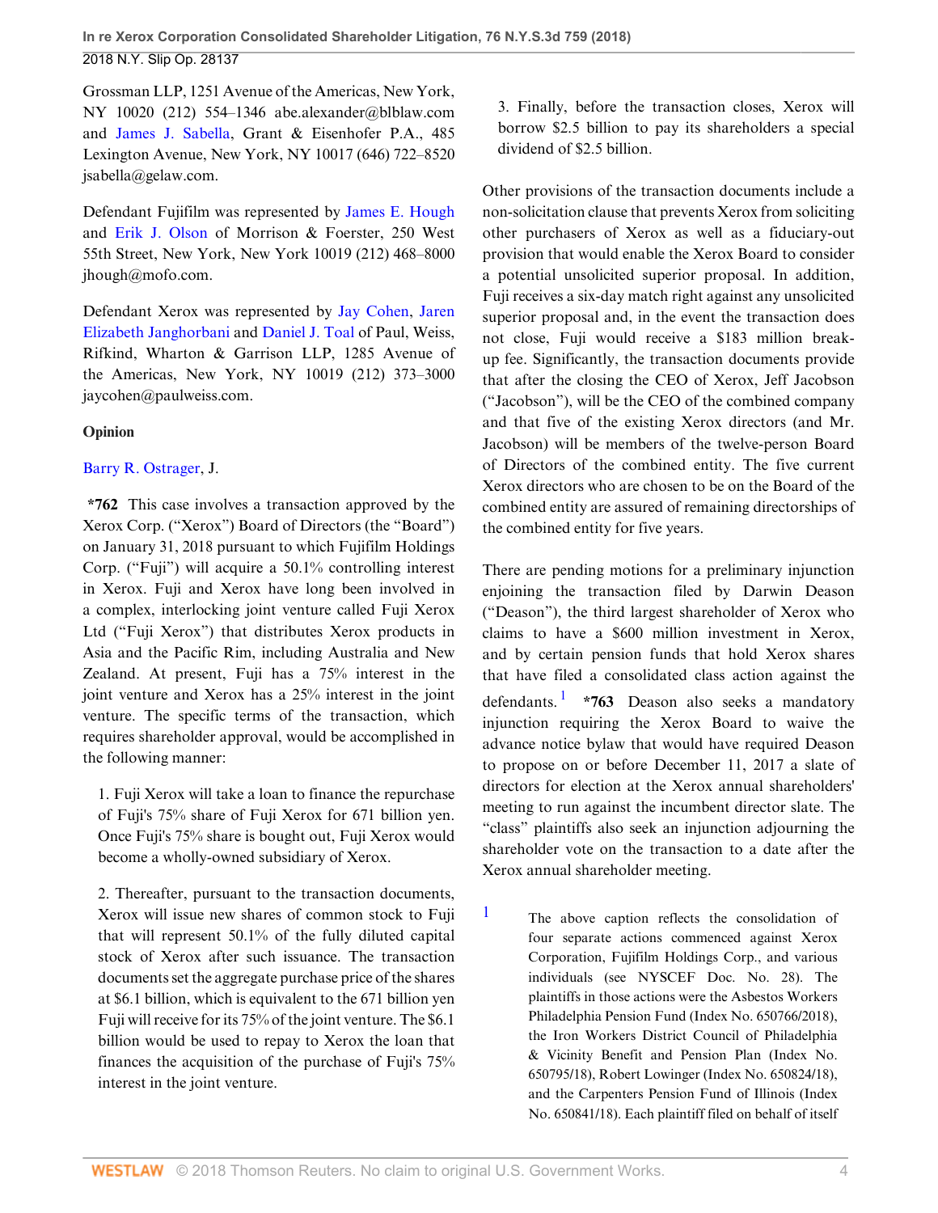Grossman LLP, 1251 Avenue of the Americas, New York, NY 10020 (212) 554–1346 abe.alexander@blblaw.com and James J. Sabella, Grant & Eisenhofer P.A., 485 Lexington Avenue, New York, NY 10017 (646) 722–8520 jsabella@gelaw.com.

Defendant Fujifilm was represented by James E. Hough and Erik J. Olson of Morrison & Foerster, 250 West 55th Street, New York, New York 10019 (212) 468–8000 jhough@mofo.com.

Defendant Xerox was represented by Jay Cohen, Jaren Elizabeth Janghorbani and Daniel J. Toal of Paul, Weiss, Rifkind, Wharton & Garrison LLP, 1285 Avenue of the Americas, New York, NY 10019 (212) 373–3000 jaycohen@paulweiss.com.

**Opinion**

Barry R. Ostrager, J.

**\*762** This case involves a transaction approved by the Xerox Corp. ("Xerox") Board of Directors (the "Board") on January 31, 2018 pursuant to which Fujifilm Holdings Corp. ("Fuji") will acquire a 50.1% controlling interest in Xerox. Fuji and Xerox have long been involved in a complex, interlocking joint venture called Fuji Xerox Ltd ("Fuji Xerox") that distributes Xerox products in Asia and the Pacific Rim, including Australia and New Zealand. At present, Fuji has a 75% interest in the joint venture and Xerox has a 25% interest in the joint venture. The specific terms of the transaction, which requires shareholder approval, would be accomplished in the following manner:

1. Fuji Xerox will take a loan to finance the repurchase of Fuji's 75% share of Fuji Xerox for 671 billion yen. Once Fuji's 75% share is bought out, Fuji Xerox would become a wholly-owned subsidiary of Xerox.

2. Thereafter, pursuant to the transaction documents, Xerox will issue new shares of common stock to Fuji that will represent 50.1% of the fully diluted capital stock of Xerox after such issuance. The transaction documents set the aggregate purchase price of the shares at $6.1 billion, which is equivalent to the 671 billion yen Fuji will receive for its 75% of the joint venture. The $6.1 billion would be used to repay to Xerox the loan that finances the acquisition of the purchase of Fuji's 75% interest in the joint venture.

3. Finally, before the transaction closes, Xerox will borrow $2.5 billion to pay its shareholders a special dividend of $2.5 billion.

Other provisions of the transaction documents include a non-solicitation clause that prevents Xerox from soliciting other purchasers of Xerox as well as a fiduciary-out provision that would enable the Xerox Board to consider a potential unsolicited superior proposal. In addition, Fuji receives a six-day match right against any unsolicited superior proposal and, in the event the transaction does not close, Fuji would receive a $183 million break-up fee. Significantly, the transaction documents provide that after the closing the CEO of Xerox, Jeff Jacobson ("Jacobson"), will be the CEO of the combined company and that five of the existing Xerox directors (and Mr. Jacobson) will be members of the twelve-person Board of Directors of the combined entity. The five current Xerox directors who are chosen to be on the Board of the combined entity are assured of remaining directorships of the combined entity for five years.

There are pending motions for a preliminary injunction enjoining the transaction filed by Darwin Deason ("Deason"), the third largest shareholder of Xerox who claims to have a $600 million investment in Xerox, and by certain pension funds that hold Xerox shares that have filed a consolidated class action against the defendants.[1] **\*763** Deason also seeks a mandatory injunction requiring the Xerox Board to waive the advance notice bylaw that would have required Deason to propose on or before December 11, 2017 a slate of directors for election at the Xerox annual shareholders' meeting to run against the incumbent director slate. The "class" plaintiffs also seek an injunction adjourning the shareholder vote on the transaction to a date after the Xerox annual shareholder meeting.

[1] The above caption reflects the consolidation of four separate actions commenced against Xerox Corporation, Fujifilm Holdings Corp., and various individuals (see NYSCEF Doc. No. 28). The plaintiffs in those actions were the Asbestos Workers Philadelphia Pension Fund (Index No. 650766/2018), the Iron Workers District Council of Philadelphia & Vicinity Benefit and Pension Plan (Index No. 650795/18), Robert Lowinger (Index No. 650824/18), and the Carpenters Pension Fund of Illinois (Index No. 650841/18). Each plaintiff filed on behalf of itself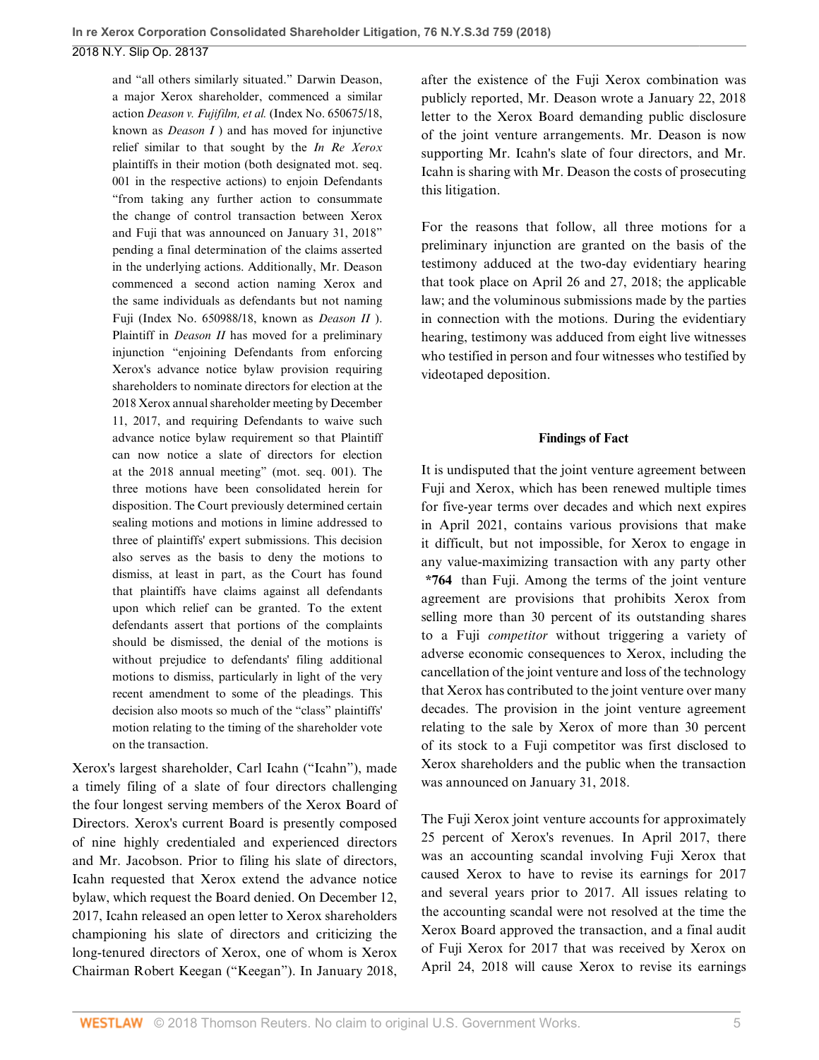and "all others similarly situated." Darwin Deason, a major Xerox shareholder, commenced a similar action *Deason v. Fujifilm, et al.* (Index No. 650675/18, known as *Deason I* ) and has moved for injunctive relief similar to that sought by the *In Re Xerox* plaintiffs in their motion (both designated mot. seq. 001 in the respective actions) to enjoin Defendants "from taking any further action to consummate the change of control transaction between Xerox and Fuji that was announced on January 31, 2018" pending a final determination of the claims asserted in the underlying actions. Additionally, Mr. Deason commenced a second action naming Xerox and the same individuals as defendants but not naming Fuji (Index No. 650988/18, known as *Deason II* ). Plaintiff in *Deason II* has moved for a preliminary injunction "enjoining Defendants from enforcing Xerox's advance notice bylaw provision requiring shareholders to nominate directors for election at the 2018 Xerox annual shareholder meeting by December 11, 2017, and requiring Defendants to waive such advance notice bylaw requirement so that Plaintiff can now notice a slate of directors for election at the 2018 annual meeting" (mot. seq. 001). The three motions have been consolidated herein for disposition. The Court previously determined certain sealing motions and motions in limine addressed to three of plaintiffs' expert submissions. This decision also serves as the basis to deny the motions to dismiss, at least in part, as the Court has found that plaintiffs have claims against all defendants upon which relief can be granted. To the extent defendants assert that portions of the complaints should be dismissed, the denial of the motions is without prejudice to defendants' filing additional motions to dismiss, particularly in light of the very recent amendment to some of the pleadings. This decision also moots so much of the "class" plaintiffs' motion relating to the timing of the shareholder vote on the transaction.

Xerox's largest shareholder, Carl Icahn ("Icahn"), made a timely filing of a slate of four directors challenging the four longest serving members of the Xerox Board of Directors. Xerox's current Board is presently composed of nine highly credentialed and experienced directors and Mr. Jacobson. Prior to filing his slate of directors, Icahn requested that Xerox extend the advance notice bylaw, which request the Board denied. On December 12, 2017, Icahn released an open letter to Xerox shareholders championing his slate of directors and criticizing the long-tenured directors of Xerox, one of whom is Xerox Chairman Robert Keegan ("Keegan"). In January 2018, after the existence of the Fuji Xerox combination was publicly reported, Mr. Deason wrote a January 22, 2018 letter to the Xerox Board demanding public disclosure of the joint venture arrangements. Mr. Deason is now supporting Mr. Icahn's slate of four directors, and Mr. Icahn is sharing with Mr. Deason the costs of prosecuting this litigation.

For the reasons that follow, all three motions for a preliminary injunction are granted on the basis of the testimony adduced at the two-day evidentiary hearing that took place on April 26 and 27, 2018; the applicable law; and the voluminous submissions made by the parties in connection with the motions. During the evidentiary hearing, testimony was adduced from eight live witnesses who testified in person and four witnesses who testified by videotaped deposition.

## Findings of Fact

It is undisputed that the joint venture agreement between Fuji and Xerox, which has been renewed multiple times for five-year terms over decades and which next expires in April 2021, contains various provisions that make it difficult, but not impossible, for Xerox to engage in any value-maximizing transaction with any party other **\*764** than Fuji. Among the terms of the joint venture agreement are provisions that prohibits Xerox from selling more than 30 percent of its outstanding shares to a Fuji *competitor* without triggering a variety of adverse economic consequences to Xerox, including the cancellation of the joint venture and loss of the technology that Xerox has contributed to the joint venture over many decades. The provision in the joint venture agreement relating to the sale by Xerox of more than 30 percent of its stock to a Fuji competitor was first disclosed to Xerox shareholders and the public when the transaction was announced on January 31, 2018.

The Fuji Xerox joint venture accounts for approximately 25 percent of Xerox's revenues. In April 2017, there was an accounting scandal involving Fuji Xerox that caused Xerox to have to revise its earnings for 2017 and several years prior to 2017. All issues relating to the accounting scandal were not resolved at the time the Xerox Board approved the transaction, and a final audit of Fuji Xerox for 2017 that was received by Xerox on April 24, 2018 will cause Xerox to revise its earnings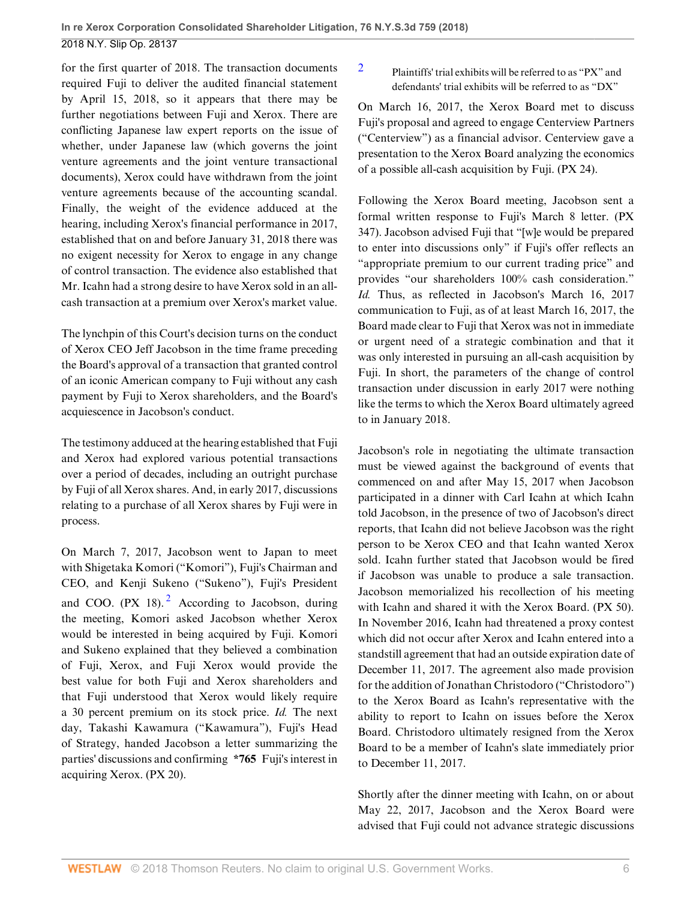for the first quarter of 2018. The transaction documents required Fuji to deliver the audited financial statement by April 15, 2018, so it appears that there may be further negotiations between Fuji and Xerox. There are conflicting Japanese law expert reports on the issue of whether, under Japanese law (which governs the joint venture agreements and the joint venture transactional documents), Xerox could have withdrawn from the joint venture agreements because of the accounting scandal. Finally, the weight of the evidence adduced at the hearing, including Xerox's financial performance in 2017, established that on and before January 31, 2018 there was no exigent necessity for Xerox to engage in any change of control transaction. The evidence also established that Mr. Icahn had a strong desire to have Xerox sold in an all-cash transaction at a premium over Xerox's market value.

The lynchpin of this Court's decision turns on the conduct of Xerox CEO Jeff Jacobson in the time frame preceding the Board's approval of a transaction that granted control of an iconic American company to Fuji without any cash payment by Fuji to Xerox shareholders, and the Board's acquiescence in Jacobson's conduct.

The testimony adduced at the hearing established that Fuji and Xerox had explored various potential transactions over a period of decades, including an outright purchase by Fuji of all Xerox shares. And, in early 2017, discussions relating to a purchase of all Xerox shares by Fuji were in process.

On March 7, 2017, Jacobson went to Japan to meet with Shigetaka Komori ("Komori"), Fuji's Chairman and CEO, and Kenji Sukeno ("Sukeno"), Fuji's President and COO. (PX 18).[2] According to Jacobson, during the meeting, Komori asked Jacobson whether Xerox would be interested in being acquired by Fuji. Komori and Sukeno explained that they believed a combination of Fuji, Xerox, and Fuji Xerox would provide the best value for both Fuji and Xerox shareholders and that Fuji understood that Xerox would likely require a 30 percent premium on its stock price. *Id.* The next day, Takashi Kawamura ("Kawamura"), Fuji's Head of Strategy, handed Jacobson a letter summarizing the parties' discussions and confirming **\*765** Fuji's interest in acquiring Xerox. (PX 20).

[2] Plaintiffs' trial exhibits will be referred to as "PX" and defendants' trial exhibits will be referred to as "DX"

On March 16, 2017, the Xerox Board met to discuss Fuji's proposal and agreed to engage Centerview Partners ("Centerview") as a financial advisor. Centerview gave a presentation to the Xerox Board analyzing the economics of a possible all-cash acquisition by Fuji. (PX 24).

Following the Xerox Board meeting, Jacobson sent a formal written response to Fuji's March 8 letter. (PX 347). Jacobson advised Fuji that "[w]e would be prepared to enter into discussions only" if Fuji's offer reflects an "appropriate premium to our current trading price" and provides "our shareholders 100% cash consideration." *Id.* Thus, as reflected in Jacobson's March 16, 2017 communication to Fuji, as of at least March 16, 2017, the Board made clear to Fuji that Xerox was not in immediate or urgent need of a strategic combination and that it was only interested in pursuing an all-cash acquisition by Fuji. In short, the parameters of the change of control transaction under discussion in early 2017 were nothing like the terms to which the Xerox Board ultimately agreed to in January 2018.

Jacobson's role in negotiating the ultimate transaction must be viewed against the background of events that commenced on and after May 15, 2017 when Jacobson participated in a dinner with Carl Icahn at which Icahn told Jacobson, in the presence of two of Jacobson's direct reports, that Icahn did not believe Jacobson was the right person to be Xerox CEO and that Icahn wanted Xerox sold. Icahn further stated that Jacobson would be fired if Jacobson was unable to produce a sale transaction. Jacobson memorialized his recollection of his meeting with Icahn and shared it with the Xerox Board. (PX 50). In November 2016, Icahn had threatened a proxy contest which did not occur after Xerox and Icahn entered into a standstill agreement that had an outside expiration date of December 11, 2017. The agreement also made provision for the addition of Jonathan Christodoro ("Christodoro") to the Xerox Board as Icahn's representative with the ability to report to Icahn on issues before the Xerox Board. Christodoro ultimately resigned from the Xerox Board to be a member of Icahn's slate immediately prior to December 11, 2017.

Shortly after the dinner meeting with Icahn, on or about May 22, 2017, Jacobson and the Xerox Board were advised that Fuji could not advance strategic discussions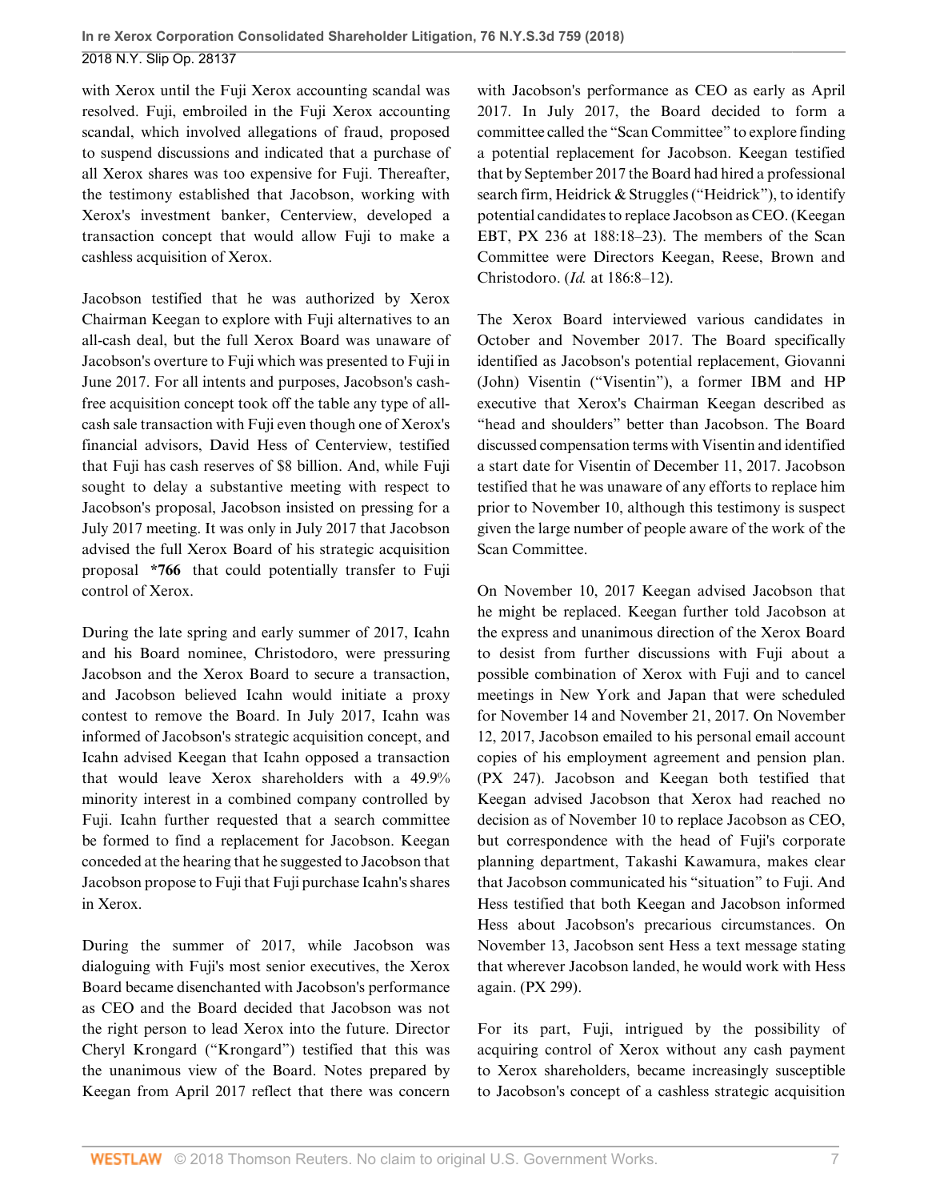with Xerox until the Fuji Xerox accounting scandal was resolved. Fuji, embroiled in the Fuji Xerox accounting scandal, which involved allegations of fraud, proposed to suspend discussions and indicated that a purchase of all Xerox shares was too expensive for Fuji. Thereafter, the testimony established that Jacobson, working with Xerox's investment banker, Centerview, developed a transaction concept that would allow Fuji to make a cashless acquisition of Xerox.

Jacobson testified that he was authorized by Xerox Chairman Keegan to explore with Fuji alternatives to an all-cash deal, but the full Xerox Board was unaware of Jacobson's overture to Fuji which was presented to Fuji in June 2017. For all intents and purposes, Jacobson's cash-free acquisition concept took off the table any type of all-cash sale transaction with Fuji even though one of Xerox's financial advisors, David Hess of Centerview, testified that Fuji has cash reserves of $8 billion. And, while Fuji sought to delay a substantive meeting with respect to Jacobson's proposal, Jacobson insisted on pressing for a July 2017 meeting. It was only in July 2017 that Jacobson advised the full Xerox Board of his strategic acquisition proposal **\*766** that could potentially transfer to Fuji control of Xerox.

During the late spring and early summer of 2017, Icahn and his Board nominee, Christodoro, were pressuring Jacobson and the Xerox Board to secure a transaction, and Jacobson believed Icahn would initiate a proxy contest to remove the Board. In July 2017, Icahn was informed of Jacobson's strategic acquisition concept, and Icahn advised Keegan that Icahn opposed a transaction that would leave Xerox shareholders with a 49.9% minority interest in a combined company controlled by Fuji. Icahn further requested that a search committee be formed to find a replacement for Jacobson. Keegan conceded at the hearing that he suggested to Jacobson that Jacobson propose to Fuji that Fuji purchase Icahn's shares in Xerox.

During the summer of 2017, while Jacobson was dialoguing with Fuji's most senior executives, the Xerox Board became disenchanted with Jacobson's performance as CEO and the Board decided that Jacobson was not the right person to lead Xerox into the future. Director Cheryl Krongard ("Krongard") testified that this was the unanimous view of the Board. Notes prepared by Keegan from April 2017 reflect that there was concern with Jacobson's performance as CEO as early as April 2017. In July 2017, the Board decided to form a committee called the "Scan Committee" to explore finding a potential replacement for Jacobson. Keegan testified that by September 2017 the Board had hired a professional search firm, Heidrick & Struggles ("Heidrick"), to identify potential candidates to replace Jacobson as CEO. (Keegan EBT, PX 236 at 188:18–23). The members of the Scan Committee were Directors Keegan, Reese, Brown and Christodoro. (*Id.* at 186:8–12).

The Xerox Board interviewed various candidates in October and November 2017. The Board specifically identified as Jacobson's potential replacement, Giovanni (John) Visentin ("Visentin"), a former IBM and HP executive that Xerox's Chairman Keegan described as "head and shoulders" better than Jacobson. The Board discussed compensation terms with Visentin and identified a start date for Visentin of December 11, 2017. Jacobson testified that he was unaware of any efforts to replace him prior to November 10, although this testimony is suspect given the large number of people aware of the work of the Scan Committee.

On November 10, 2017 Keegan advised Jacobson that he might be replaced. Keegan further told Jacobson at the express and unanimous direction of the Xerox Board to desist from further discussions with Fuji about a possible combination of Xerox with Fuji and to cancel meetings in New York and Japan that were scheduled for November 14 and November 21, 2017. On November 12, 2017, Jacobson emailed to his personal email account copies of his employment agreement and pension plan. (PX 247). Jacobson and Keegan both testified that Keegan advised Jacobson that Xerox had reached no decision as of November 10 to replace Jacobson as CEO, but correspondence with the head of Fuji's corporate planning department, Takashi Kawamura, makes clear that Jacobson communicated his "situation" to Fuji. And Hess testified that both Keegan and Jacobson informed Hess about Jacobson's precarious circumstances. On November 13, Jacobson sent Hess a text message stating that wherever Jacobson landed, he would work with Hess again. (PX 299).

For its part, Fuji, intrigued by the possibility of acquiring control of Xerox without any cash payment to Xerox shareholders, became increasingly susceptible to Jacobson's concept of a cashless strategic acquisition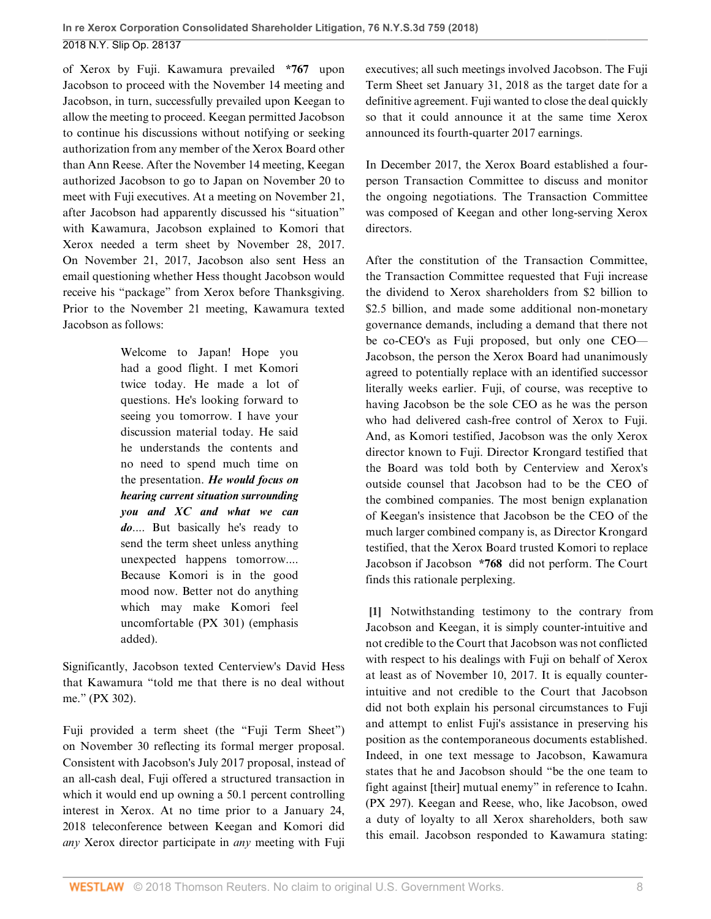of Xerox by Fuji. Kawamura prevailed **\*767** upon Jacobson to proceed with the November 14 meeting and Jacobson, in turn, successfully prevailed upon Keegan to allow the meeting to proceed. Keegan permitted Jacobson to continue his discussions without notifying or seeking authorization from any member of the Xerox Board other than Ann Reese. After the November 14 meeting, Keegan authorized Jacobson to go to Japan on November 20 to meet with Fuji executives. At a meeting on November 21, after Jacobson had apparently discussed his "situation" with Kawamura, Jacobson explained to Komori that Xerox needed a term sheet by November 28, 2017. On November 21, 2017, Jacobson also sent Hess an email questioning whether Hess thought Jacobson would receive his "package" from Xerox before Thanksgiving. Prior to the November 21 meeting, Kawamura texted Jacobson as follows:

> Welcome to Japan! Hope you had a good flight. I met Komori twice today. He made a lot of questions. He's looking forward to seeing you tomorrow. I have your discussion material today. He said he understands the contents and no need to spend much time on the presentation. ***He would focus on hearing current situation surrounding you and XC and what we can do***.... But basically he's ready to send the term sheet unless anything unexpected happens tomorrow.... Because Komori is in the good mood now. Better not do anything which may make Komori feel uncomfortable (PX 301) (emphasis added).

Significantly, Jacobson texted Centerview's David Hess that Kawamura "told me that there is no deal without me." (PX 302).

Fuji provided a term sheet (the "Fuji Term Sheet") on November 30 reflecting its formal merger proposal. Consistent with Jacobson's July 2017 proposal, instead of an all-cash deal, Fuji offered a structured transaction in which it would end up owning a 50.1 percent controlling interest in Xerox. At no time prior to a January 24, 2018 teleconference between Keegan and Komori did *any* Xerox director participate in *any* meeting with Fuji executives; all such meetings involved Jacobson. The Fuji Term Sheet set January 31, 2018 as the target date for a definitive agreement. Fuji wanted to close the deal quickly so that it could announce it at the same time Xerox announced its fourth-quarter 2017 earnings.

In December 2017, the Xerox Board established a four-person Transaction Committee to discuss and monitor the ongoing negotiations. The Transaction Committee was composed of Keegan and other long-serving Xerox directors.

After the constitution of the Transaction Committee, the Transaction Committee requested that Fuji increase the dividend to Xerox shareholders from $2 billion to $2.5 billion, and made some additional non-monetary governance demands, including a demand that there not be co-CEO's as Fuji proposed, but only one CEO—Jacobson, the person the Xerox Board had unanimously agreed to potentially replace with an identified successor literally weeks earlier. Fuji, of course, was receptive to having Jacobson be the sole CEO as he was the person who had delivered cash-free control of Xerox to Fuji. And, as Komori testified, Jacobson was the only Xerox director known to Fuji. Director Krongard testified that the Board was told both by Centerview and Xerox's outside counsel that Jacobson had to be the CEO of the combined companies. The most benign explanation of Keegan's insistence that Jacobson be the CEO of the much larger combined company is, as Director Krongard testified, that the Xerox Board trusted Komori to replace Jacobson if Jacobson **\*768** did not perform. The Court finds this rationale perplexing.

**[1]** Notwithstanding testimony to the contrary from Jacobson and Keegan, it is simply counter-intuitive and not credible to the Court that Jacobson was not conflicted with respect to his dealings with Fuji on behalf of Xerox at least as of November 10, 2017. It is equally counter-intuitive and not credible to the Court that Jacobson did not both explain his personal circumstances to Fuji and attempt to enlist Fuji's assistance in preserving his position as the contemporaneous documents established. Indeed, in one text message to Jacobson, Kawamura states that he and Jacobson should "be the one team to fight against [their] mutual enemy" in reference to Icahn. (PX 297). Keegan and Reese, who, like Jacobson, owed a duty of loyalty to all Xerox shareholders, both saw this email. Jacobson responded to Kawamura stating: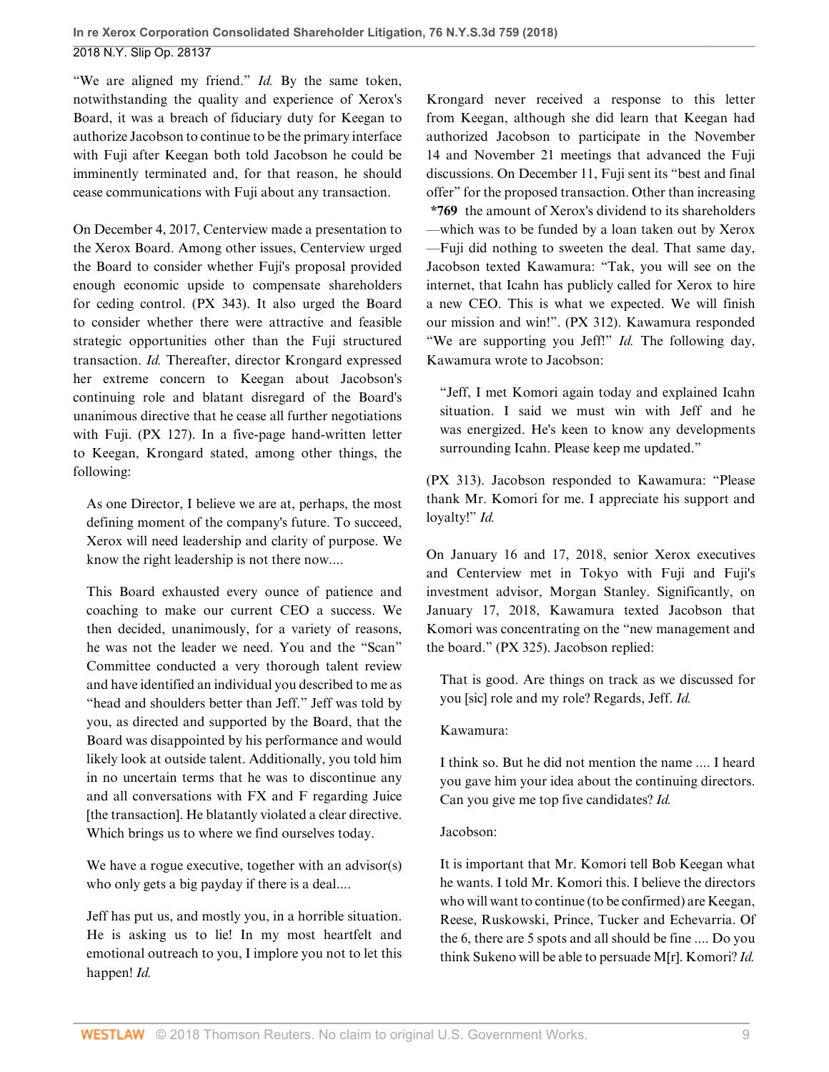"We are aligned my friend." *Id.* By the same token, notwithstanding the quality and experience of Xerox's Board, it was a breach of fiduciary duty for Keegan to authorize Jacobson to continue to be the primary interface with Fuji after Keegan both told Jacobson he could be imminently terminated and, for that reason, he should cease communications with Fuji about any transaction.

On December 4, 2017, Centerview made a presentation to the Xerox Board. Among other issues, Centerview urged the Board to consider whether Fuji's proposal provided enough economic upside to compensate shareholders for ceding control. (PX 343). It also urged the Board to consider whether there were attractive and feasible strategic opportunities other than the Fuji structured transaction. *Id.* Thereafter, director Krongard expressed her extreme concern to Keegan about Jacobson's continuing role and blatant disregard of the Board's unanimous directive that he cease all further negotiations with Fuji. (PX 127). In a five-page hand-written letter to Keegan, Krongard stated, among other things, the following:

> As one Director, I believe we are at, perhaps, the most defining moment of the company's future. To succeed, Xerox will need leadership and clarity of purpose. We know the right leadership is not there now....
>
> This Board exhausted every ounce of patience and coaching to make our current CEO a success. We then decided, unanimously, for a variety of reasons, he was not the leader we need. You and the "Scan" Committee conducted a very thorough talent review and have identified an individual you described to me as "head and shoulders better than Jeff." Jeff was told by you, as directed and supported by the Board, that the Board was disappointed by his performance and would likely look at outside talent. Additionally, you told him in no uncertain terms that he was to discontinue any and all conversations with FX and F regarding Juice [the transaction]. He blatantly violated a clear directive. Which brings us to where we find ourselves today.
>
> We have a rogue executive, together with an advisor(s) who only gets a big payday if there is a deal....
>
> Jeff has put us, and mostly you, in a horrible situation. He is asking us to lie! In my most heartfelt and emotional outreach to you, I implore you not to let this happen! *Id.*

Krongard never received a response to this letter from Keegan, although she did learn that Keegan had authorized Jacobson to participate in the November 14 and November 21 meetings that advanced the Fuji discussions. On December 11, Fuji sent its "best and final offer" for the proposed transaction. Other than increasing **\*769** the amount of Xerox's dividend to its shareholders —which was to be funded by a loan taken out by Xerox —Fuji did nothing to sweeten the deal. That same day, Jacobson texted Kawamura: "Tak, you will see on the internet, that Icahn has publicly called for Xerox to hire a new CEO. This is what we expected. We will finish our mission and win!". (PX 312). Kawamura responded "We are supporting you Jeff!" *Id.* The following day, Kawamura wrote to Jacobson:

> "Jeff, I met Komori again today and explained Icahn situation. I said we must win with Jeff and he was energized. He's keen to know any developments surrounding Icahn. Please keep me updated."

(PX 313). Jacobson responded to Kawamura: "Please thank Mr. Komori for me. I appreciate his support and loyalty!" *Id.*

On January 16 and 17, 2018, senior Xerox executives and Centerview met in Tokyo with Fuji and Fuji's investment advisor, Morgan Stanley. Significantly, on January 17, 2018, Kawamura texted Jacobson that Komori was concentrating on the "new management and the board." (PX 325). Jacobson replied:

> That is good. Are things on track as we discussed for you [sic] role and my role? Regards, Jeff. *Id.*
>
> Kawamura:
>
> I think so. But he did not mention the name .... I heard you gave him your idea about the continuing directors. Can you give me top five candidates? *Id.*
>
> Jacobson:
>
> It is important that Mr. Komori tell Bob Keegan what he wants. I told Mr. Komori this. I believe the directors who will want to continue (to be confirmed) are Keegan, Reese, Ruskowski, Prince, Tucker and Echevarria. Of the 6, there are 5 spots and all should be fine .... Do you think Sukeno will be able to persuade M[r]. Komori? *Id.*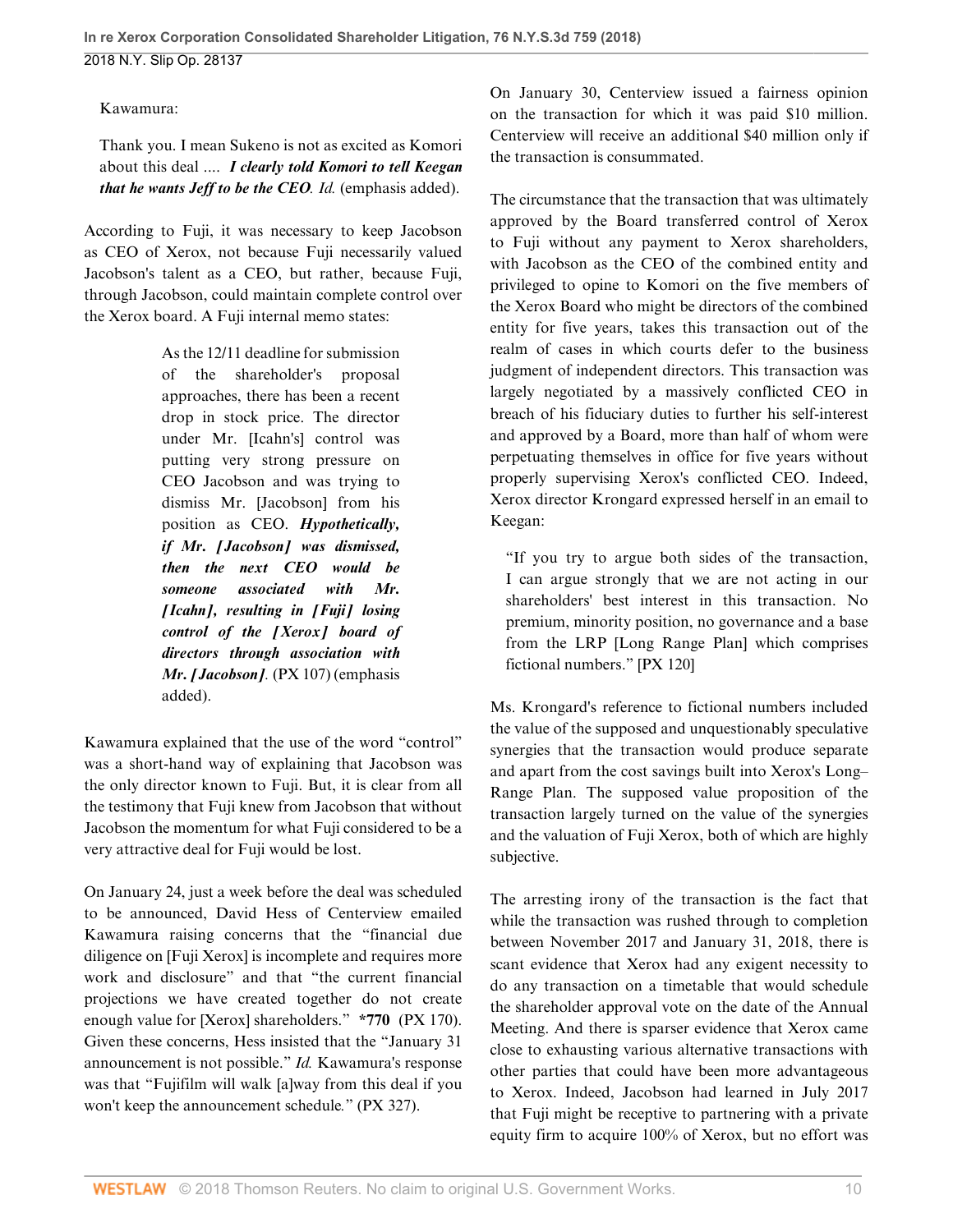Kawamura:

> Thank you. I mean Sukeno is not as excited as Komori about this deal .... ***I clearly told Komori to tell Keegan that he wants Jeff to be the CEO***. *Id.* (emphasis added).

According to Fuji, it was necessary to keep Jacobson as CEO of Xerox, not because Fuji necessarily valued Jacobson's talent as a CEO, but rather, because Fuji, through Jacobson, could maintain complete control over the Xerox board. A Fuji internal memo states:

> As the 12/11 deadline for submission of the shareholder's proposal approaches, there has been a recent drop in stock price. The director under Mr. [Icahn's] control was putting very strong pressure on CEO Jacobson and was trying to dismiss Mr. [Jacobson] from his position as CEO. ***Hypothetically, if Mr. [Jacobson] was dismissed, then the next CEO would be someone associated with Mr. [Icahn], resulting in [Fuji] losing control of the [Xerox] board of directors through association with Mr. [Jacobson].*** (PX 107) (emphasis added).

Kawamura explained that the use of the word "control" was a short-hand way of explaining that Jacobson was the only director known to Fuji. But, it is clear from all the testimony that Fuji knew from Jacobson that without Jacobson the momentum for what Fuji considered to be a very attractive deal for Fuji would be lost.

On January 24, just a week before the deal was scheduled to be announced, David Hess of Centerview emailed Kawamura raising concerns that the "financial due diligence on [Fuji Xerox] is incomplete and requires more work and disclosure" and that "the current financial projections we have created together do not create enough value for [Xerox] shareholders." **\*770** (PX 170). Given these concerns, Hess insisted that the "January 31 announcement is not possible." *Id.* Kawamura's response was that "Fujifilm will walk [a]way from this deal if you won't keep the announcement schedule." (PX 327).

On January 30, Centerview issued a fairness opinion on the transaction for which it was paid $10 million. Centerview will receive an additional $40 million only if the transaction is consummated.

The circumstance that the transaction that was ultimately approved by the Board transferred control of Xerox to Fuji without any payment to Xerox shareholders, with Jacobson as the CEO of the combined entity and privileged to opine to Komori on the five members of the Xerox Board who might be directors of the combined entity for five years, takes this transaction out of the realm of cases in which courts defer to the business judgment of independent directors. This transaction was largely negotiated by a massively conflicted CEO in breach of his fiduciary duties to further his self-interest and approved by a Board, more than half of whom were perpetuating themselves in office for five years without properly supervising Xerox's conflicted CEO. Indeed, Xerox director Krongard expressed herself in an email to Keegan:

> "If you try to argue both sides of the transaction, I can argue strongly that we are not acting in our shareholders' best interest in this transaction. No premium, minority position, no governance and a base from the LRP [Long Range Plan] which comprises fictional numbers." [PX 120]

Ms. Krongard's reference to fictional numbers included the value of the supposed and unquestionably speculative synergies that the transaction would produce separate and apart from the cost savings built into Xerox's Long–Range Plan. The supposed value proposition of the transaction largely turned on the value of the synergies and the valuation of Fuji Xerox, both of which are highly subjective.

The arresting irony of the transaction is the fact that while the transaction was rushed through to completion between November 2017 and January 31, 2018, there is scant evidence that Xerox had any exigent necessity to do any transaction on a timetable that would schedule the shareholder approval vote on the date of the Annual Meeting. And there is sparser evidence that Xerox came close to exhausting various alternative transactions with other parties that could have been more advantageous to Xerox. Indeed, Jacobson had learned in July 2017 that Fuji might be receptive to partnering with a private equity firm to acquire 100% of Xerox, but no effort was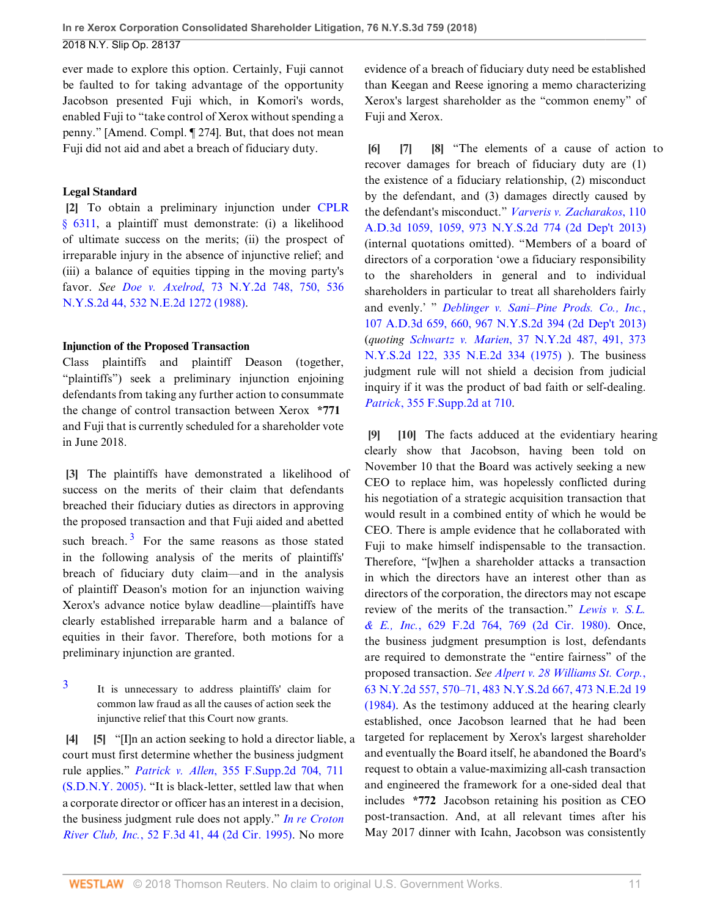ever made to explore this option. Certainly, Fuji cannot be faulted to for taking advantage of the opportunity Jacobson presented Fuji which, in Komori's words, enabled Fuji to "take control of Xerox without spending a penny." [Amend. Compl. ¶ 274]. But, that does not mean Fuji did not aid and abet a breach of fiduciary duty.

**Legal Standard**

**[2]** To obtain a preliminary injunction under CPLR § 6311, a plaintiff must demonstrate: (i) a likelihood of ultimate success on the merits; (ii) the prospect of irreparable injury in the absence of injunctive relief; and (iii) a balance of equities tipping in the moving party's favor. *See* *Doe v. Axelrod*, 73 N.Y.2d 748, 750, 536 N.Y.S.2d 44, 532 N.E.2d 1272 (1988).

**Injunction of the Proposed Transaction**

Class plaintiffs and plaintiff Deason (together, "plaintiffs") seek a preliminary injunction enjoining defendants from taking any further action to consummate the change of control transaction between Xerox **\*771** and Fuji that is currently scheduled for a shareholder vote in June 2018.

**[3]** The plaintiffs have demonstrated a likelihood of success on the merits of their claim that defendants breached their fiduciary duties as directors in approving the proposed transaction and that Fuji aided and abetted such breach.[3] For the same reasons as those stated in the following analysis of the merits of plaintiffs' breach of fiduciary duty claim—and in the analysis of plaintiff Deason's motion for an injunction waiving Xerox's advance notice bylaw deadline—plaintiffs have clearly established irreparable harm and a balance of equities in their favor. Therefore, both motions for a preliminary injunction are granted.

[3] It is unnecessary to address plaintiffs' claim for common law fraud as all the causes of action seek the injunctive relief that this Court now grants.

**[4]** **[5]** "[I]n an action seeking to hold a director liable, a court must first determine whether the business judgment rule applies." *Patrick v. Allen*, 355 F.Supp.2d 704, 711 (S.D.N.Y. 2005). "It is black-letter, settled law that when a corporate director or officer has an interest in a decision, the business judgment rule does not apply." *In re Croton River Club, Inc.*, 52 F.3d 41, 44 (2d Cir. 1995). No more evidence of a breach of fiduciary duty need be established than Keegan and Reese ignoring a memo characterizing Xerox's largest shareholder as the "common enemy" of Fuji and Xerox.

**[6]** **[7]** **[8]** "The elements of a cause of action to recover damages for breach of fiduciary duty are (1) the existence of a fiduciary relationship, (2) misconduct by the defendant, and (3) damages directly caused by the defendant's misconduct." *Varveris v. Zacharakos*, 110 A.D.3d 1059, 1059, 973 N.Y.S.2d 774 (2d Dep't 2013) (internal quotations omitted). "Members of a board of directors of a corporation 'owe a fiduciary responsibility to the shareholders in general and to individual shareholders in particular to treat all shareholders fairly and evenly.' " *Deblinger v. Sani–Pine Prods. Co., Inc.*, 107 A.D.3d 659, 660, 967 N.Y.S.2d 394 (2d Dep't 2013) (*quoting* *Schwartz v. Marien*, 37 N.Y.2d 487, 491, 373 N.Y.S.2d 122, 335 N.E.2d 334 (1975) ). The business judgment rule will not shield a decision from judicial inquiry if it was the product of bad faith or self-dealing. *Patrick*, 355 F.Supp.2d at 710.

**[9]** **[10]** The facts adduced at the evidentiary hearing clearly show that Jacobson, having been told on November 10 that the Board was actively seeking a new CEO to replace him, was hopelessly conflicted during his negotiation of a strategic acquisition transaction that would result in a combined entity of which he would be CEO. There is ample evidence that he collaborated with Fuji to make himself indispensable to the transaction. Therefore, "[w]hen a shareholder attacks a transaction in which the directors have an interest other than as directors of the corporation, the directors may not escape review of the merits of the transaction." *Lewis v. S.L. & E., Inc.*, 629 F.2d 764, 769 (2d Cir. 1980). Once, the business judgment presumption is lost, defendants are required to demonstrate the "entire fairness" of the proposed transaction. *See* *Alpert v. 28 Williams St. Corp.*, 63 N.Y.2d 557, 570–71, 483 N.Y.S.2d 667, 473 N.E.2d 19 (1984). As the testimony adduced at the hearing clearly established, once Jacobson learned that he had been targeted for replacement by Xerox's largest shareholder and eventually the Board itself, he abandoned the Board's request to obtain a value-maximizing all-cash transaction and engineered the framework for a one-sided deal that includes **\*772** Jacobson retaining his position as CEO post-transaction. And, at all relevant times after his May 2017 dinner with Icahn, Jacobson was consistently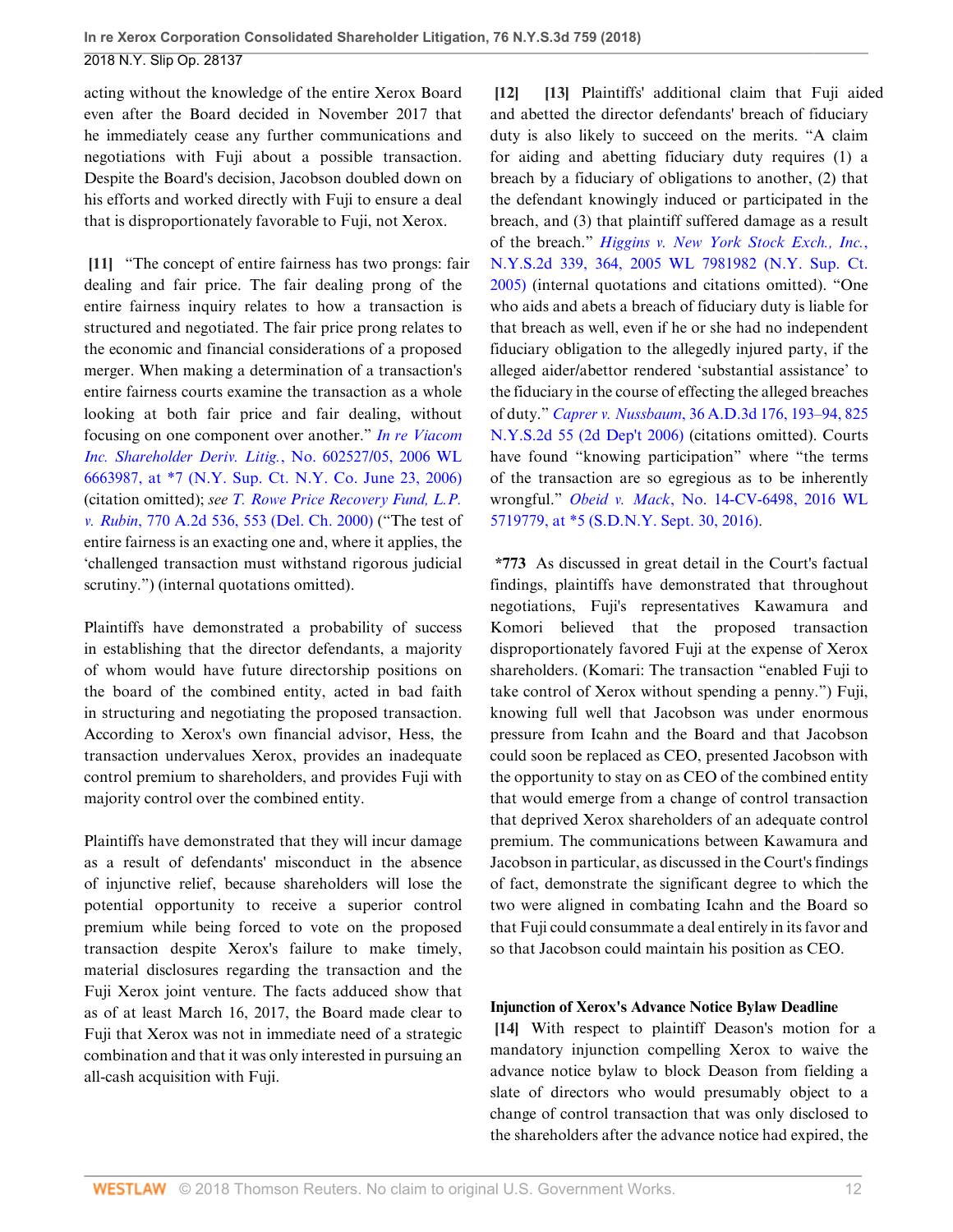acting without the knowledge of the entire Xerox Board even after the Board decided in November 2017 that he immediately cease any further communications and negotiations with Fuji about a possible transaction. Despite the Board's decision, Jacobson doubled down on his efforts and worked directly with Fuji to ensure a deal that is disproportionately favorable to Fuji, not Xerox.

**[11]** "The concept of entire fairness has two prongs: fair dealing and fair price. The fair dealing prong of the entire fairness inquiry relates to how a transaction is structured and negotiated. The fair price prong relates to the economic and financial considerations of a proposed merger. When making a determination of a transaction's entire fairness courts examine the transaction as a whole looking at both fair price and fair dealing, without focusing on one component over another." *In re Viacom Inc. Shareholder Deriv. Litig.*, No. 602527/05, 2006 WL 6663987, at *7 (N.Y. Sup. Ct. N.Y. Co. June 23, 2006) (citation omitted); *see T. Rowe Price Recovery Fund, L.P. v. Rubin*, 770 A.2d 536, 553 (Del. Ch. 2000) ("The test of entire fairness is an exacting one and, where it applies, the 'challenged transaction must withstand rigorous judicial scrutiny.") (internal quotations omitted).

Plaintiffs have demonstrated a probability of success in establishing that the director defendants, a majority of whom would have future directorship positions on the board of the combined entity, acted in bad faith in structuring and negotiating the proposed transaction. According to Xerox's own financial advisor, Hess, the transaction undervalues Xerox, provides an inadequate control premium to shareholders, and provides Fuji with majority control over the combined entity.

Plaintiffs have demonstrated that they will incur damage as a result of defendants' misconduct in the absence of injunctive relief, because shareholders will lose the potential opportunity to receive a superior control premium while being forced to vote on the proposed transaction despite Xerox's failure to make timely, material disclosures regarding the transaction and the Fuji Xerox joint venture. The facts adduced show that as of at least March 16, 2017, the Board made clear to Fuji that Xerox was not in immediate need of a strategic combination and that it was only interested in pursuing an all-cash acquisition with Fuji.

**[12]** **[13]** Plaintiffs' additional claim that Fuji aided and abetted the director defendants' breach of fiduciary duty is also likely to succeed on the merits. "A claim for aiding and abetting fiduciary duty requires (1) a breach by a fiduciary of obligations to another, (2) that the defendant knowingly induced or participated in the breach, and (3) that plaintiff suffered damage as a result of the breach." *Higgins v. New York Stock Exch., Inc.*, N.Y.S.2d 339, 364, 2005 WL 7981982 (N.Y. Sup. Ct. 2005) (internal quotations and citations omitted). "One who aids and abets a breach of fiduciary duty is liable for that breach as well, even if he or she had no independent fiduciary obligation to the allegedly injured party, if the alleged aider/abettor rendered 'substantial assistance' to the fiduciary in the course of effecting the alleged breaches of duty." *Caprer v. Nussbaum*, 36 A.D.3d 176, 193–94, 825 N.Y.S.2d 55 (2d Dep't 2006) (citations omitted). Courts have found "knowing participation" where "the terms of the transaction are so egregious as to be inherently wrongful." *Obeid v. Mack*, No. 14-CV-6498, 2016 WL 5719779, at *5 (S.D.N.Y. Sept. 30, 2016).

**\*773** As discussed in great detail in the Court's factual findings, plaintiffs have demonstrated that throughout negotiations, Fuji's representatives Kawamura and Komori believed that the proposed transaction disproportionately favored Fuji at the expense of Xerox shareholders. (Komari: The transaction "enabled Fuji to take control of Xerox without spending a penny.") Fuji, knowing full well that Jacobson was under enormous pressure from Icahn and the Board and that Jacobson could soon be replaced as CEO, presented Jacobson with the opportunity to stay on as CEO of the combined entity that would emerge from a change of control transaction that deprived Xerox shareholders of an adequate control premium. The communications between Kawamura and Jacobson in particular, as discussed in the Court's findings of fact, demonstrate the significant degree to which the two were aligned in combating Icahn and the Board so that Fuji could consummate a deal entirely in its favor and so that Jacobson could maintain his position as CEO.

### Injunction of Xerox's Advance Notice Bylaw Deadline

**[14]** With respect to plaintiff Deason's motion for a mandatory injunction compelling Xerox to waive the advance notice bylaw to block Deason from fielding a slate of directors who would presumably object to a change of control transaction that was only disclosed to the shareholders after the advance notice had expired, the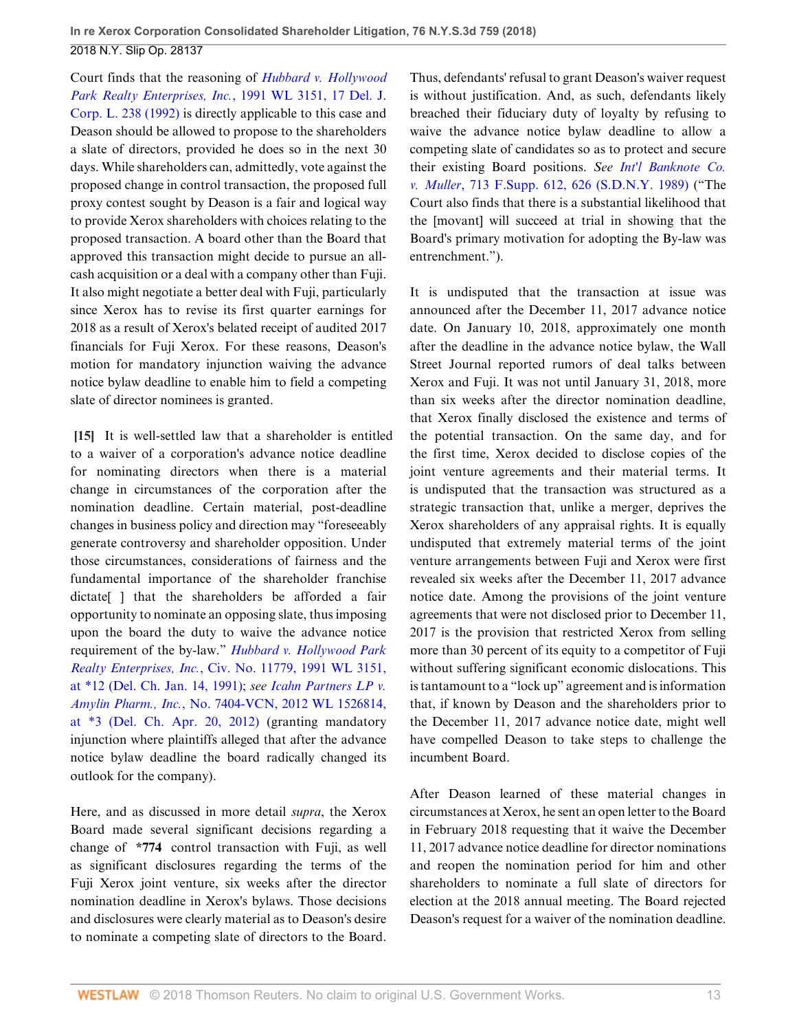Court finds that the reasoning of *Hubbard v. Hollywood Park Realty Enterprises, Inc.*, 1991 WL 3151, 17 Del. J. Corp. L. 238 (1992) is directly applicable to this case and Deason should be allowed to propose to the shareholders a slate of directors, provided he does so in the next 30 days. While shareholders can, admittedly, vote against the proposed change in control transaction, the proposed full proxy contest sought by Deason is a fair and logical way to provide Xerox shareholders with choices relating to the proposed transaction. A board other than the Board that approved this transaction might decide to pursue an all-cash acquisition or a deal with a company other than Fuji. It also might negotiate a better deal with Fuji, particularly since Xerox has to revise its first quarter earnings for 2018 as a result of Xerox's belated receipt of audited 2017 financials for Fuji Xerox. For these reasons, Deason's motion for mandatory injunction waiving the advance notice bylaw deadline to enable him to field a competing slate of director nominees is granted.

**[15]** It is well-settled law that a shareholder is entitled to a waiver of a corporation's advance notice deadline for nominating directors when there is a material change in circumstances of the corporation after the nomination deadline. Certain material, post-deadline changes in business policy and direction may "foreseeably generate controversy and shareholder opposition. Under those circumstances, considerations of fairness and the fundamental importance of the shareholder franchise dictate[ ] that the shareholders be afforded a fair opportunity to nominate an opposing slate, thus imposing upon the board the duty to waive the advance notice requirement of the by-law." *Hubbard v. Hollywood Park Realty Enterprises, Inc.*, Civ. No. 11779, 1991 WL 3151, at *12 (Del. Ch. Jan. 14, 1991); *see Icahn Partners LP v. Amylin Pharm., Inc.*, No. 7404-VCN, 2012 WL 1526814, at *3 (Del. Ch. Apr. 20, 2012) (granting mandatory injunction where plaintiffs alleged that after the advance notice bylaw deadline the board radically changed its outlook for the company).

Here, and as discussed in more detail *supra*, the Xerox Board made several significant decisions regarding a change of **\*774** control transaction with Fuji, as well as significant disclosures regarding the terms of the Fuji Xerox joint venture, six weeks after the director nomination deadline in Xerox's bylaws. Those decisions and disclosures were clearly material as to Deason's desire to nominate a competing slate of directors to the Board.

Thus, defendants' refusal to grant Deason's waiver request is without justification. And, as such, defendants likely breached their fiduciary duty of loyalty by refusing to waive the advance notice bylaw deadline to allow a competing slate of candidates so as to protect and secure their existing Board positions. *See Int'l Banknote Co. v. Muller*, 713 F.Supp. 612, 626 (S.D.N.Y. 1989) ("The Court also finds that there is a substantial likelihood that the [movant] will succeed at trial in showing that the Board's primary motivation for adopting the By-law was entrenchment.").

It is undisputed that the transaction at issue was announced after the December 11, 2017 advance notice date. On January 10, 2018, approximately one month after the deadline in the advance notice bylaw, the Wall Street Journal reported rumors of deal talks between Xerox and Fuji. It was not until January 31, 2018, more than six weeks after the director nomination deadline, that Xerox finally disclosed the existence and terms of the potential transaction. On the same day, and for the first time, Xerox decided to disclose copies of the joint venture agreements and their material terms. It is undisputed that the transaction was structured as a strategic transaction that, unlike a merger, deprives the Xerox shareholders of any appraisal rights. It is equally undisputed that extremely material terms of the joint venture arrangements between Fuji and Xerox were first revealed six weeks after the December 11, 2017 advance notice date. Among the provisions of the joint venture agreements that were not disclosed prior to December 11, 2017 is the provision that restricted Xerox from selling more than 30 percent of its equity to a competitor of Fuji without suffering significant economic dislocations. This is tantamount to a "lock up" agreement and is information that, if known by Deason and the shareholders prior to the December 11, 2017 advance notice date, might well have compelled Deason to take steps to challenge the incumbent Board.

After Deason learned of these material changes in circumstances at Xerox, he sent an open letter to the Board in February 2018 requesting that it waive the December 11, 2017 advance notice deadline for director nominations and reopen the nomination period for him and other shareholders to nominate a full slate of directors for election at the 2018 annual meeting. The Board rejected Deason's request for a waiver of the nomination deadline.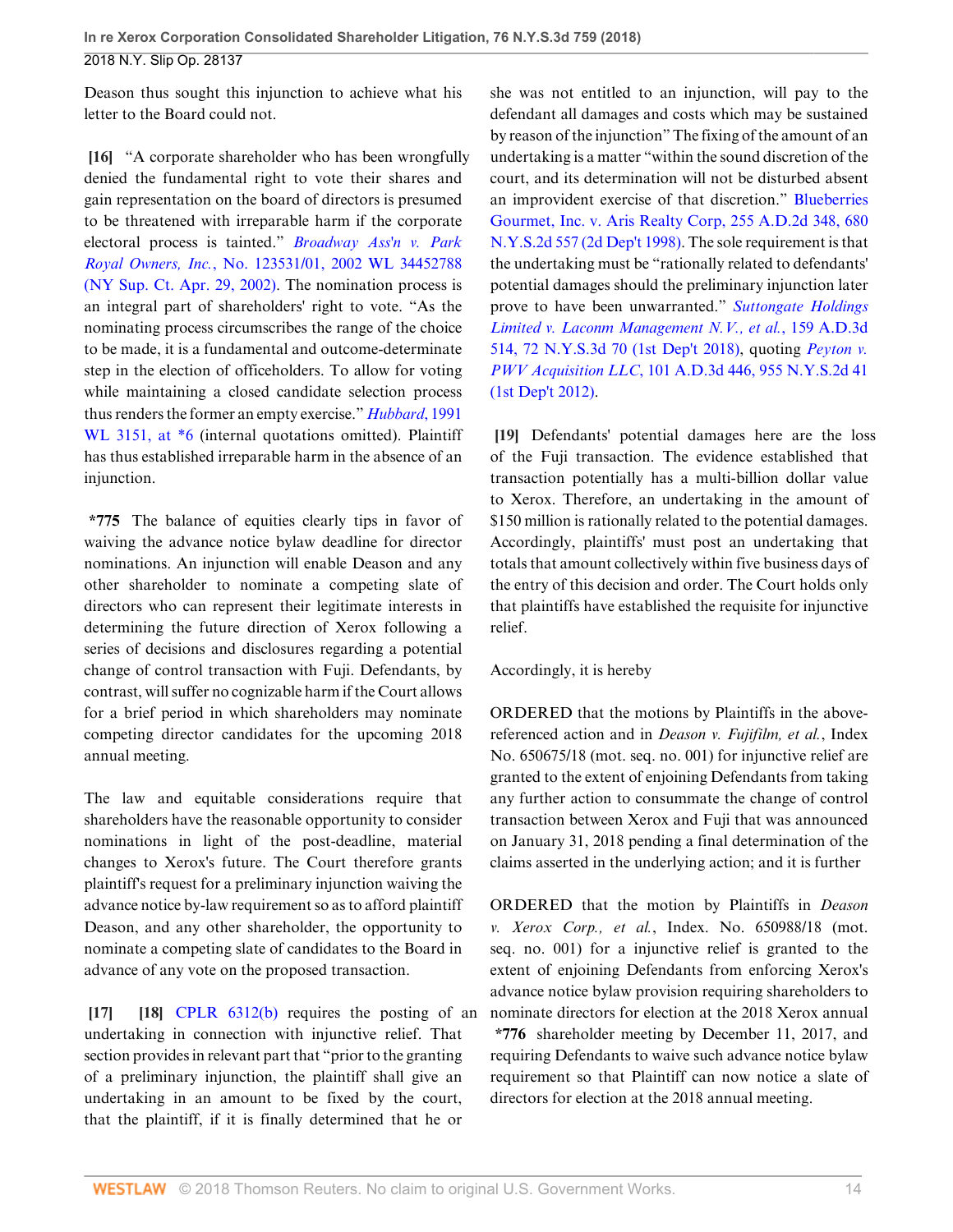Deason thus sought this injunction to achieve what his letter to the Board could not.

**[16]** "A corporate shareholder who has been wrongfully denied the fundamental right to vote their shares and gain representation on the board of directors is presumed to be threatened with irreparable harm if the corporate electoral process is tainted." *Broadway Ass'n v. Park Royal Owners, Inc.*, No. 123531/01, 2002 WL 34452788 (NY Sup. Ct. Apr. 29, 2002). The nomination process is an integral part of shareholders' right to vote. "As the nominating process circumscribes the range of the choice to be made, it is a fundamental and outcome-determinate step in the election of officeholders. To allow for voting while maintaining a closed candidate selection process thus renders the former an empty exercise." *Hubbard*, 1991 WL 3151, at *6 (internal quotations omitted). Plaintiff has thus established irreparable harm in the absence of an injunction.

**\*775** The balance of equities clearly tips in favor of waiving the advance notice bylaw deadline for director nominations. An injunction will enable Deason and any other shareholder to nominate a competing slate of directors who can represent their legitimate interests in determining the future direction of Xerox following a series of decisions and disclosures regarding a potential change of control transaction with Fuji. Defendants, by contrast, will suffer no cognizable harm if the Court allows for a brief period in which shareholders may nominate competing director candidates for the upcoming 2018 annual meeting.

The law and equitable considerations require that shareholders have the reasonable opportunity to consider nominations in light of the post-deadline, material changes to Xerox's future. The Court therefore grants plaintiff's request for a preliminary injunction waiving the advance notice by-law requirement so as to afford plaintiff Deason, and any other shareholder, the opportunity to nominate a competing slate of candidates to the Board in advance of any vote on the proposed transaction.

**[17] [18]** CPLR 6312(b) requires the posting of an undertaking in connection with injunctive relief. That section provides in relevant part that "prior to the granting of a preliminary injunction, the plaintiff shall give an undertaking in an amount to be fixed by the court, that the plaintiff, if it is finally determined that he or she was not entitled to an injunction, will pay to the defendant all damages and costs which may be sustained by reason of the injunction" The fixing of the amount of an undertaking is a matter "within the sound discretion of the court, and its determination will not be disturbed absent an improvident exercise of that discretion." Blueberries Gourmet, Inc. v. Aris Realty Corp, 255 A.D.2d 348, 680 N.Y.S.2d 557 (2d Dep't 1998). The sole requirement is that the undertaking must be "rationally related to defendants' potential damages should the preliminary injunction later prove to have been unwarranted." *Suttongate Holdings Limited v. Laconm Management N.V., et al.*, 159 A.D.3d 514, 72 N.Y.S.3d 70 (1st Dep't 2018), quoting *Peyton v. PWV Acquisition LLC*, 101 A.D.3d 446, 955 N.Y.S.2d 41 (1st Dep't 2012).

**[19]** Defendants' potential damages here are the loss of the Fuji transaction. The evidence established that transaction potentially has a multi-billion dollar value to Xerox. Therefore, an undertaking in the amount of $150 million is rationally related to the potential damages. Accordingly, plaintiffs' must post an undertaking that totals that amount collectively within five business days of the entry of this decision and order. The Court holds only that plaintiffs have established the requisite for injunctive relief.

Accordingly, it is hereby

ORDERED that the motions by Plaintiffs in the above-referenced action and in *Deason v. Fujifilm, et al.*, Index No. 650675/18 (mot. seq. no. 001) for injunctive relief are granted to the extent of enjoining Defendants from taking any further action to consummate the change of control transaction between Xerox and Fuji that was announced on January 31, 2018 pending a final determination of the claims asserted in the underlying action; and it is further

ORDERED that the motion by Plaintiffs in *Deason v. Xerox Corp., et al.*, Index. No. 650988/18 (mot. seq. no. 001) for a injunctive relief is granted to the extent of enjoining Defendants from enforcing Xerox's advance notice bylaw provision requiring shareholders to nominate directors for election at the 2018 Xerox annual **\*776** shareholder meeting by December 11, 2017, and requiring Defendants to waive such advance notice bylaw requirement so that Plaintiff can now notice a slate of directors for election at the 2018 annual meeting.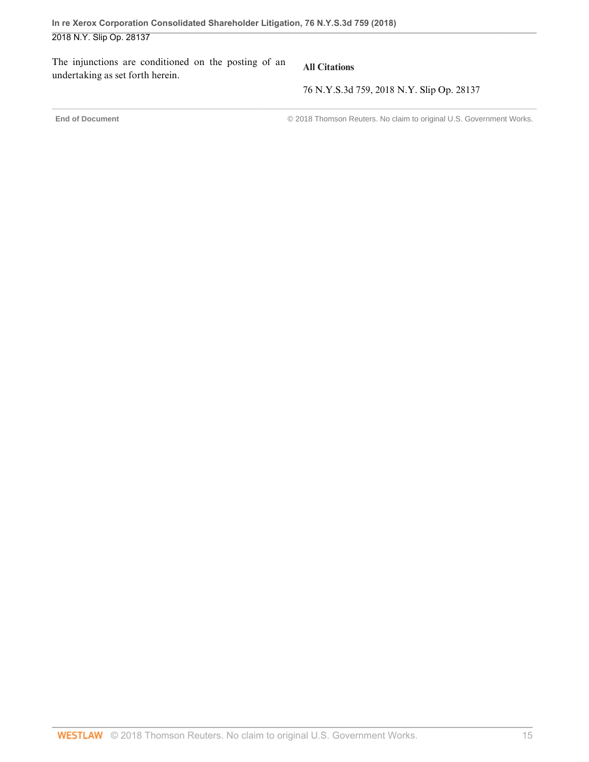The injunctions are conditioned on the posting of an undertaking as set forth herein.

**All Citations**

76 N.Y.S.3d 759, 2018 N.Y. Slip Op. 28137

**End of Document** © 2018 Thomson Reuters. No claim to original U.S. Government Works.